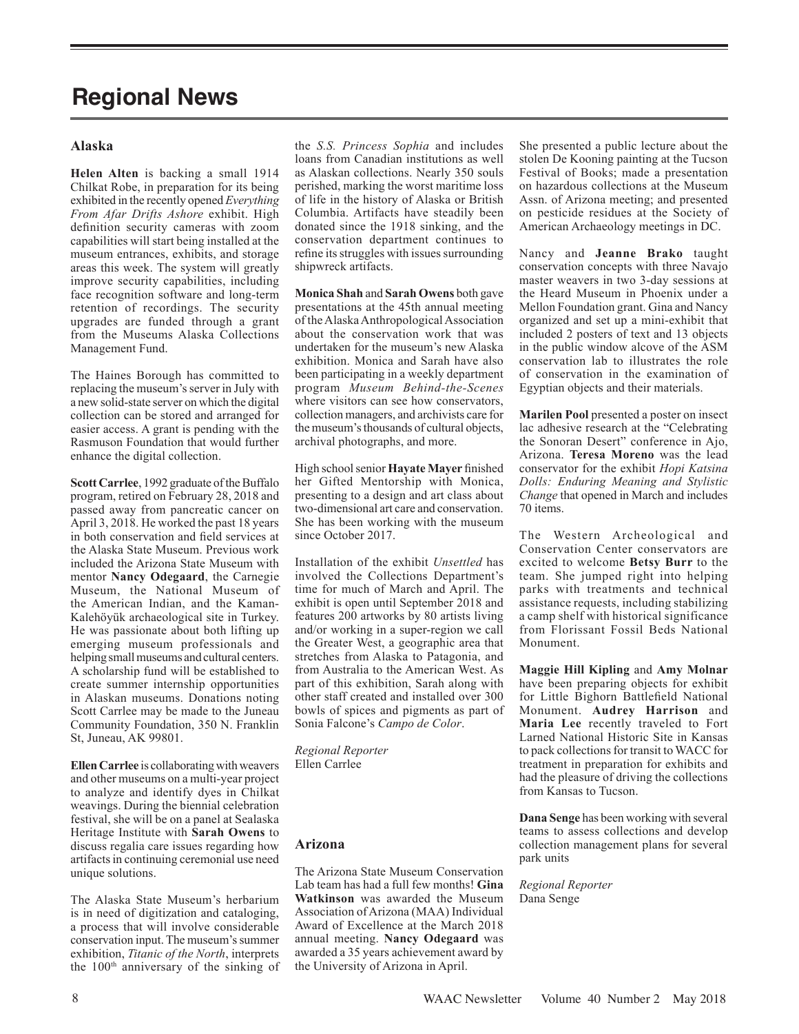# Regional News

## Alaska

**Helen Alten** is backing a small 1914 Chilkat Robe, in preparation for its being exhibited in the recently opened *Everything From Afar Drifts Ashore* exhibit. High definition security cameras with zoom capabilities will start being installed at the museum entrances, exhibits, and storage areas this week. The system will greatly improve security capabilities, including face recognition software and long-term retention of recordings. The security upgrades are funded through a grant from the Museums Alaska Collections Management Fund.

The Haines Borough has committed to replacing the museum's server in July with a new solid-state server on which the digital collection can be stored and arranged for easier access. A grant is pending with the Rasmuson Foundation that would further enhance the digital collection.

**Scott Carrlee**, 1992 graduate of the Buffalo program, retired on February 28, 2018 and passed away from pancreatic cancer on April 3, 2018. He worked the past 18 years in both conservation and field services at the Alaska State Museum. Previous work included the Arizona State Museum with mentor **Nancy Odegaard**, the Carnegie Museum, the National Museum of the American Indian, and the Kaman-Kalehöyük archaeological site in Turkey. He was passionate about both lifting up emerging museum professionals and helping small museums and cultural centers. A scholarship fund will be established to create summer internship opportunities in Alaskan museums. Donations noting Scott Carrlee may be made to the Juneau Community Foundation, 350 N. Franklin St, Juneau, AK 99801.

**Ellen Carrlee** is collaborating with weavers and other museums on a multi-year project to analyze and identify dyes in Chilkat weavings. During the biennial celebration festival, she will be on a panel at Sealaska Heritage Institute with **Sarah Owens** to discuss regalia care issues regarding how artifacts in continuing ceremonial use need unique solutions.

The Alaska State Museum's herbarium is in need of digitization and cataloging, a process that will involve considerable conservation input. The museum's summer exhibition, *Titanic of the North*, interprets the 100th anniversary of the sinking of the *S.S. Princess Sophia* and includes loans from Canadian institutions as well as Alaskan collections. Nearly 350 souls perished, marking the worst maritime loss of life in the history of Alaska or British Columbia. Artifacts have steadily been donated since the 1918 sinking, and the conservation department continues to refine its struggles with issues surrounding shipwreck artifacts.

**Monica Shah** and **Sarah Owens** both gave presentations at the 45th annual meeting of the Alaska Anthropological Association about the conservation work that was undertaken for the museum's new Alaska exhibition. Monica and Sarah have also been participating in a weekly department program *Museum Behind-the-Scenes* where visitors can see how conservators, collection managers, and archivists care for the museum's thousands of cultural objects, archival photographs, and more.

High school senior **Hayate Mayer** finished her Gifted Mentorship with Monica, presenting to a design and art class about two-dimensional art care and conservation. She has been working with the museum since October 2017.

Installation of the exhibit *Unsettled* has involved the Collections Department's time for much of March and April. The exhibit is open until September 2018 and features 200 artworks by 80 artists living and/or working in a super-region we call the Greater West, a geographic area that stretches from Alaska to Patagonia, and from Australia to the American West. As part of this exhibition, Sarah along with other staff created and installed over 300 bowls of spices and pigments as part of Sonia Falcone's *Campo de Color*.

*Regional Reporter*
Ellen Carrlee

## Arizona

The Arizona State Museum Conservation Lab team has had a full few months! **Gina Watkinson** was awarded the Museum Association of Arizona (MAA) Individual Award of Excellence at the March 2018 annual meeting. **Nancy Odegaard** was awarded a 35 years achievement award by the University of Arizona in April. She presented a public lecture about the stolen De Kooning painting at the Tucson Festival of Books; made a presentation on hazardous collections at the Museum Assn. of Arizona meeting; and presented on pesticide residues at the Society of American Archaeology meetings in DC.

Nancy and **Jeanne Brako** taught conservation concepts with three Navajo master weavers in two 3-day sessions at the Heard Museum in Phoenix under a Mellon Foundation grant. Gina and Nancy organized and set up a mini-exhibit that included 2 posters of text and 13 objects in the public window alcove of the ASM conservation lab to illustrates the role of conservation in the examination of Egyptian objects and their materials.

**Marilen Pool** presented a poster on insect lac adhesive research at the "Celebrating the Sonoran Desert" conference in Ajo, Arizona. **Teresa Moreno** was the lead conservator for the exhibit *Hopi Katsina Dolls: Enduring Meaning and Stylistic Change* that opened in March and includes 70 items.

The Western Archeological and Conservation Center conservators are excited to welcome **Betsy Burr** to the team. She jumped right into helping parks with treatments and technical assistance requests, including stabilizing a camp shelf with historical significance from Florissant Fossil Beds National Monument.

**Maggie Hill Kipling** and **Amy Molnar** have been preparing objects for exhibit for Little Bighorn Battlefield National Monument. **Audrey Harrison** and **Maria Lee** recently traveled to Fort Larned National Historic Site in Kansas to pack collections for transit to WACC for treatment in preparation for exhibits and had the pleasure of driving the collections from Kansas to Tucson.

**Dana Senge** has been working with several teams to assess collections and develop collection management plans for several park units

*Regional Reporter*
Dana Senge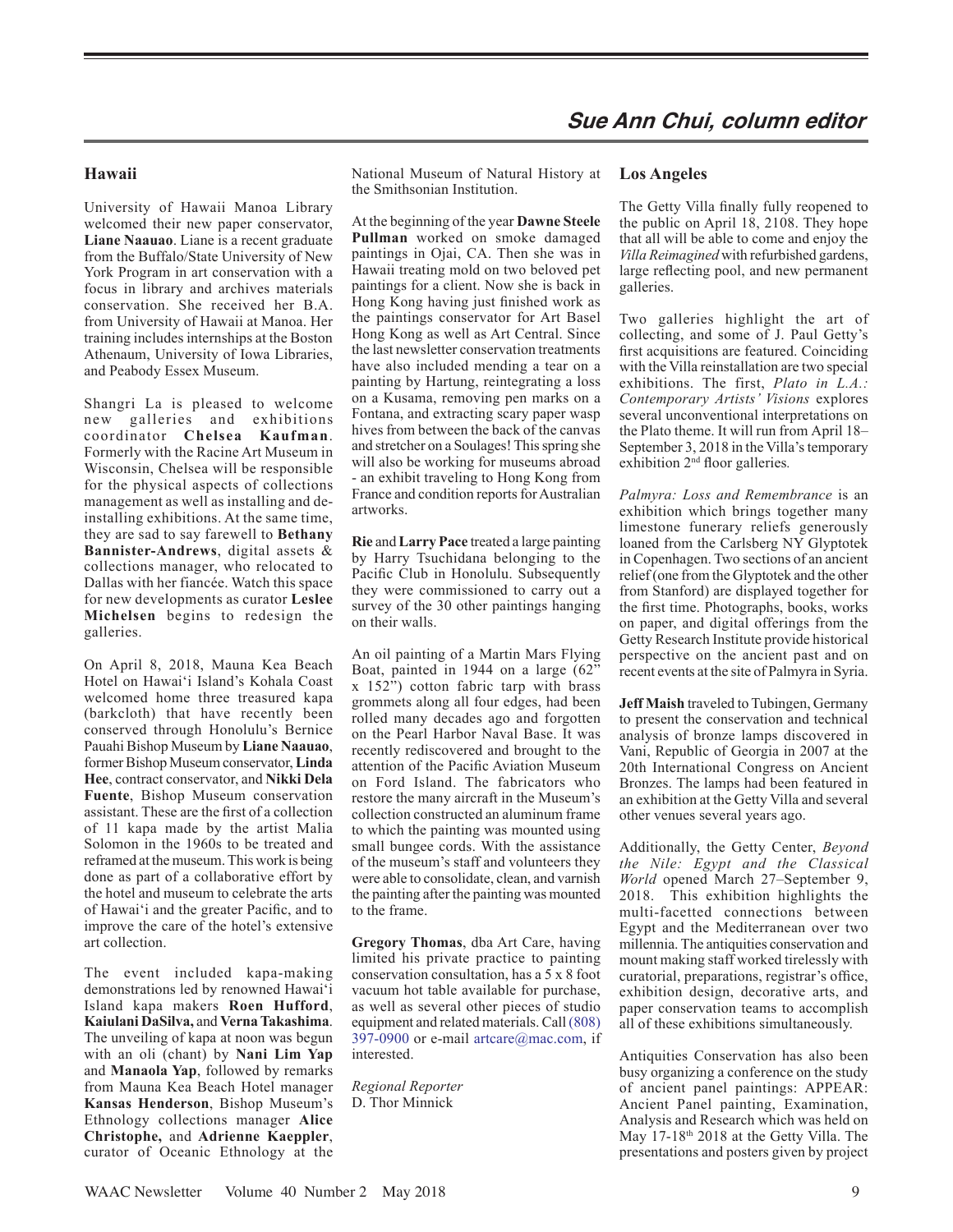*Sue Ann Chui, column editor*

## Hawaii

University of Hawaii Manoa Library welcomed their new paper conservator, **Liane Naauao**. Liane is a recent graduate from the Buffalo/State University of New York Program in art conservation with a focus in library and archives materials conservation. She received her B.A. from University of Hawaii at Manoa. Her training includes internships at the Boston Athenaum, University of Iowa Libraries, and Peabody Essex Museum.

Shangri La is pleased to welcome new galleries and exhibitions coordinator **Chelsea Kaufman**. Formerly with the Racine Art Museum in Wisconsin, Chelsea will be responsible for the physical aspects of collections management as well as installing and de-installing exhibitions. At the same time, they are sad to say farewell to **Bethany Bannister-Andrews**, digital assets & collections manager, who relocated to Dallas with her fiancée. Watch this space for new developments as curator **Leslee Michelsen** begins to redesign the galleries.

On April 8, 2018, Mauna Kea Beach Hotel on Hawai'i Island's Kohala Coast welcomed home three treasured kapa (barkcloth) that have recently been conserved through Honolulu's Bernice Pauahi Bishop Museum by **Liane Naauao**, former Bishop Museum conservator, **Linda Hee**, contract conservator, and **Nikki Dela Fuente**, Bishop Museum conservation assistant. These are the first of a collection of 11 kapa made by the artist Malia Solomon in the 1960s to be treated and reframed at the museum. This work is being done as part of a collaborative effort by the hotel and museum to celebrate the arts of Hawai'i and the greater Pacific, and to improve the care of the hotel's extensive art collection.

The event included kapa-making demonstrations led by renowned Hawai'i Island kapa makers **Roen Hufford**, **Kaiulani DaSilva,** and **Verna Takashima**. The unveiling of kapa at noon was begun with an oli (chant) by **Nani Lim Yap** and **Manaola Yap**, followed by remarks from Mauna Kea Beach Hotel manager **Kansas Henderson**, Bishop Museum's Ethnology collections manager **Alice Christophe,** and **Adrienne Kaeppler**, curator of Oceanic Ethnology at the National Museum of Natural History at the Smithsonian Institution.

At the beginning of the year **Dawne Steele Pullman** worked on smoke damaged paintings in Ojai, CA. Then she was in Hawaii treating mold on two beloved pet paintings for a client. Now she is back in Hong Kong having just finished work as the paintings conservator for Art Basel Hong Kong as well as Art Central. Since the last newsletter conservation treatments have also included mending a tear on a painting by Hartung, reintegrating a loss on a Kusama, removing pen marks on a Fontana, and extracting scary paper wasp hives from between the back of the canvas and stretcher on a Soulages! This spring she will also be working for museums abroad - an exhibit traveling to Hong Kong from France and condition reports for Australian artworks.

**Rie** and **Larry Pace** treated a large painting by Harry Tsuchidana belonging to the Pacific Club in Honolulu. Subsequently they were commissioned to carry out a survey of the 30 other paintings hanging on their walls.

An oil painting of a Martin Mars Flying Boat, painted in 1944 on a large (62" x 152") cotton fabric tarp with brass grommets along all four edges, had been rolled many decades ago and forgotten on the Pearl Harbor Naval Base. It was recently rediscovered and brought to the attention of the Pacific Aviation Museum on Ford Island. The fabricators who restore the many aircraft in the Museum's collection constructed an aluminum frame to which the painting was mounted using small bungee cords. With the assistance of the museum's staff and volunteers they were able to consolidate, clean, and varnish the painting after the painting was mounted to the frame.

**Gregory Thomas**, dba Art Care, having limited his private practice to painting conservation consultation, has a 5 x 8 foot vacuum hot table available for purchase, as well as several other pieces of studio equipment and related materials. Call (808) 397-0900 or e-mail artcare@mac.com, if interested.

*Regional Reporter*
D. Thor Minnick

## Los Angeles

The Getty Villa finally fully reopened to the public on April 18, 2108. They hope that all will be able to come and enjoy the *Villa Reimagined* with refurbished gardens, large reflecting pool, and new permanent galleries.

Two galleries highlight the art of collecting, and some of J. Paul Getty's first acquisitions are featured. Coinciding with the Villa reinstallation are two special exhibitions. The first, *Plato in L.A.: Contemporary Artists' Visions* explores several unconventional interpretations on the Plato theme. It will run from April 18–September 3, 2018 in the Villa's temporary exhibition 2nd floor galleries.

*Palmyra: Loss and Remembrance* is an exhibition which brings together many limestone funerary reliefs generously loaned from the Carlsberg NY Glyptotek in Copenhagen. Two sections of an ancient relief (one from the Glyptotek and the other from Stanford) are displayed together for the first time. Photographs, books, works on paper, and digital offerings from the Getty Research Institute provide historical perspective on the ancient past and on recent events at the site of Palmyra in Syria.

**Jeff Maish** traveled to Tubingen, Germany to present the conservation and technical analysis of bronze lamps discovered in Vani, Republic of Georgia in 2007 at the 20th International Congress on Ancient Bronzes. The lamps had been featured in an exhibition at the Getty Villa and several other venues several years ago.

Additionally, the Getty Center, *Beyond the Nile: Egypt and the Classical World* opened March 27–September 9, 2018. This exhibition highlights the multi-facetted connections between Egypt and the Mediterranean over two millennia. The antiquities conservation and mount making staff worked tirelessly with curatorial, preparations, registrar's office, exhibition design, decorative arts, and paper conservation teams to accomplish all of these exhibitions simultaneously.

Antiquities Conservation has also been busy organizing a conference on the study of ancient panel paintings: APPEAR: Ancient Panel painting, Examination, Analysis and Research which was held on May 17-18th 2018 at the Getty Villa. The presentations and posters given by project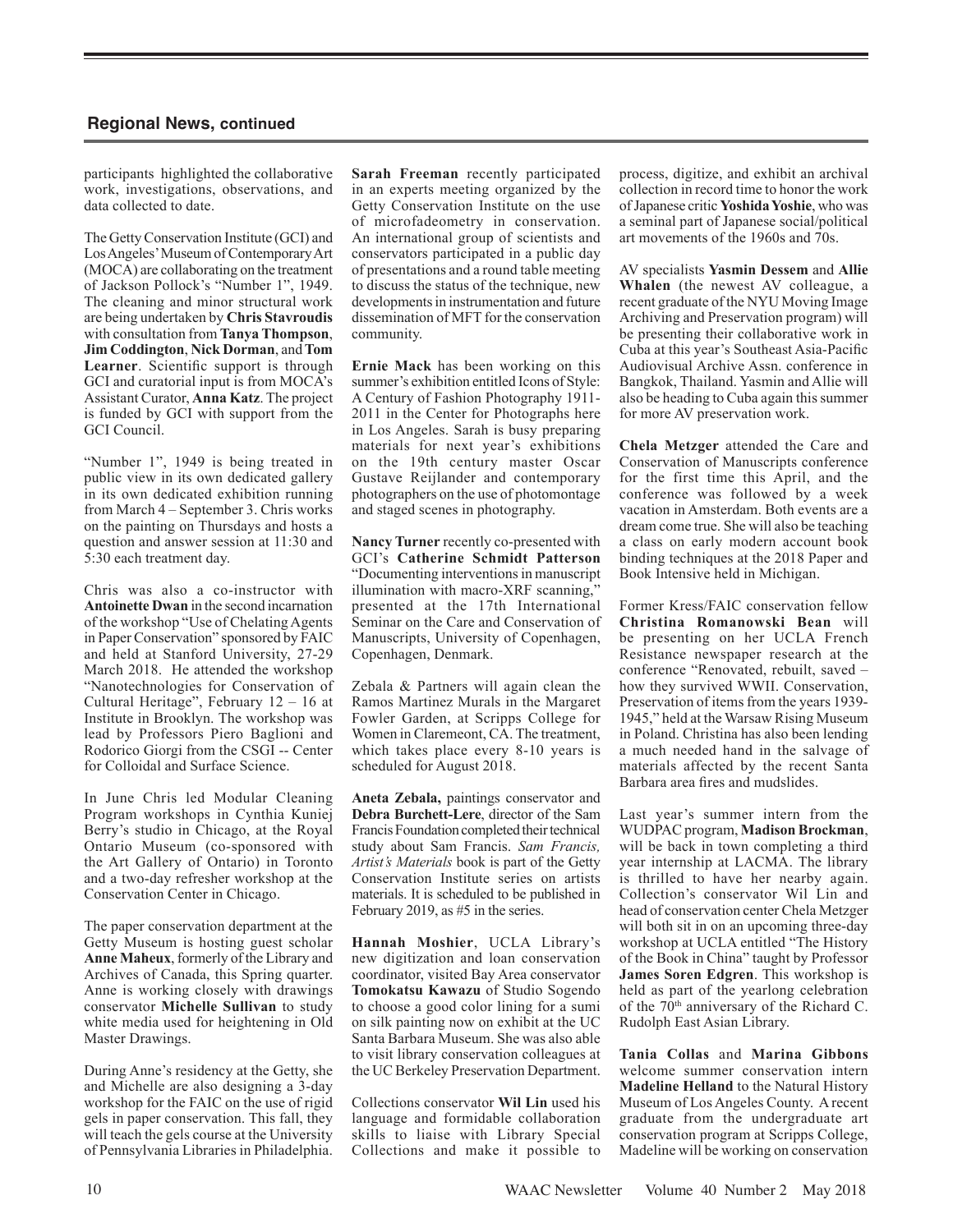## Regional News, continued

participants highlighted the collaborative work, investigations, observations, and data collected to date.

The Getty Conservation Institute (GCI) and Los Angeles' Museum of Contemporary Art (MOCA) are collaborating on the treatment of Jackson Pollock's "Number 1", 1949. The cleaning and minor structural work are being undertaken by **Chris Stavroudis** with consultation from **Tanya Thompson**, **Jim Coddington**, **Nick Dorman**, and **Tom Learner**. Scientific support is through GCI and curatorial input is from MOCA's Assistant Curator, **Anna Katz**. The project is funded by GCI with support from the GCI Council.

"Number 1", 1949 is being treated in public view in its own dedicated gallery in its own dedicated exhibition running from March 4 – September 3. Chris works on the painting on Thursdays and hosts a question and answer session at 11:30 and 5:30 each treatment day.

Chris was also a co-instructor with **Antoinette Dwan** in the second incarnation of the workshop "Use of Chelating Agents in Paper Conservation" sponsored by FAIC and held at Stanford University, 27-29 March 2018. He attended the workshop "Nanotechnologies for Conservation of Cultural Heritage", February 12 – 16 at Institute in Brooklyn. The workshop was lead by Professors Piero Baglioni and Rodorico Giorgi from the CSGI -- Center for Colloidal and Surface Science.

In June Chris led Modular Cleaning Program workshops in Cynthia Kuniej Berry's studio in Chicago, at the Royal Ontario Museum (co-sponsored with the Art Gallery of Ontario) in Toronto and a two-day refresher workshop at the Conservation Center in Chicago.

The paper conservation department at the Getty Museum is hosting guest scholar **Anne Maheux**, formerly of the Library and Archives of Canada, this Spring quarter. Anne is working closely with drawings conservator **Michelle Sullivan** to study white media used for heightening in Old Master Drawings.

During Anne's residency at the Getty, she and Michelle are also designing a 3-day workshop for the FAIC on the use of rigid gels in paper conservation. This fall, they will teach the gels course at the University of Pennsylvania Libraries in Philadelphia.

**Sarah Freeman** recently participated in an experts meeting organized by the Getty Conservation Institute on the use of microfadeometry in conservation. An international group of scientists and conservators participated in a public day of presentations and a round table meeting to discuss the status of the technique, new developments in instrumentation and future dissemination of MFT for the conservation community.

**Ernie Mack** has been working on this summer's exhibition entitled Icons of Style: A Century of Fashion Photography 1911-2011 in the Center for Photographs here in Los Angeles. Sarah is busy preparing materials for next year's exhibitions on the 19th century master Oscar Gustave Reijlander and contemporary photographers on the use of photomontage and staged scenes in photography.

**Nancy Turner** recently co-presented with GCI's **Catherine Schmidt Patterson** "Documenting interventions in manuscript illumination with macro-XRF scanning," presented at the 17th International Seminar on the Care and Conservation of Manuscripts, University of Copenhagen, Copenhagen, Denmark.

Zebala & Partners will again clean the Ramos Martinez Murals in the Margaret Fowler Garden, at Scripps College for Women in Claremeont, CA. The treatment, which takes place every 8-10 years is scheduled for August 2018.

**Aneta Zebala,** paintings conservator and **Debra Burchett-Lere**, director of the Sam Francis Foundation completed their technical study about Sam Francis. *Sam Francis, Artist's Materials* book is part of the Getty Conservation Institute series on artists materials. It is scheduled to be published in February 2019, as #5 in the series.

**Hannah Moshier**, UCLA Library's new digitization and loan conservation coordinator, visited Bay Area conservator **Tomokatsu Kawazu** of Studio Sogendo to choose a good color lining for a sumi on silk painting now on exhibit at the UC Santa Barbara Museum. She was also able to visit library conservation colleagues at the UC Berkeley Preservation Department.

Collections conservator **Wil Lin** used his language and formidable collaboration skills to liaise with Library Special Collections and make it possible to process, digitize, and exhibit an archival collection in record time to honor the work of Japanese critic **Yoshida Yoshie**, who was a seminal part of Japanese social/political art movements of the 1960s and 70s.

AV specialists **Yasmin Dessem** and **Allie Whalen** (the newest AV colleague, a recent graduate of the NYU Moving Image Archiving and Preservation program) will be presenting their collaborative work in Cuba at this year's Southeast Asia-Pacific Audiovisual Archive Assn. conference in Bangkok, Thailand. Yasmin and Allie will also be heading to Cuba again this summer for more AV preservation work.

**Chela Metzger** attended the Care and Conservation of Manuscripts conference for the first time this April, and the conference was followed by a week vacation in Amsterdam. Both events are a dream come true. She will also be teaching a class on early modern account book binding techniques at the 2018 Paper and Book Intensive held in Michigan.

Former Kress/FAIC conservation fellow **Christina Romanowski Bean** will be presenting on her UCLA French Resistance newspaper research at the conference "Renovated, rebuilt, saved – how they survived WWII. Conservation, Preservation of items from the years 1939-1945," held at the Warsaw Rising Museum in Poland. Christina has also been lending a much needed hand in the salvage of materials affected by the recent Santa Barbara area fires and mudslides.

Last year's summer intern from the WUDPAC program, **Madison Brockman**, will be back in town completing a third year internship at LACMA. The library is thrilled to have her nearby again. Collection's conservator Wil Lin and head of conservation center Chela Metzger will both sit in on an upcoming three-day workshop at UCLA entitled "The History of the Book in China" taught by Professor **James Soren Edgren**. This workshop is held as part of the yearlong celebration of the 70th anniversary of the Richard C. Rudolph East Asian Library.

**Tania Collas** and **Marina Gibbons** welcome summer conservation intern **Madeline Helland** to the Natural History Museum of Los Angeles County. A recent graduate from the undergraduate art conservation program at Scripps College, Madeline will be working on conservation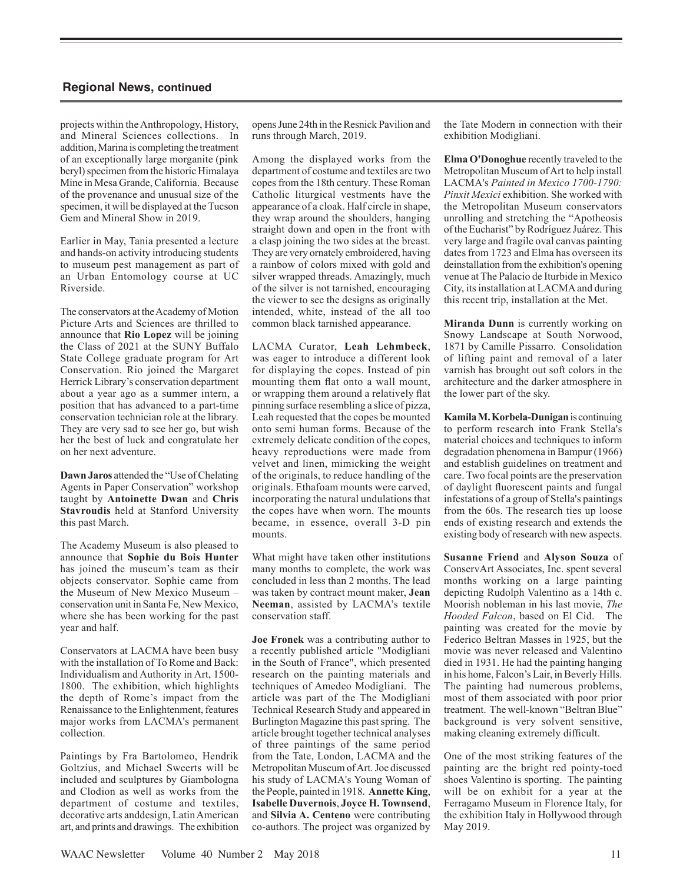## Regional News, continued

projects within the Anthropology, History, and Mineral Sciences collections. In addition, Marina is completing the treatment of an exceptionally large morganite (pink beryl) specimen from the historic Himalaya Mine in Mesa Grande, California. Because of the provenance and unusual size of the specimen, it will be displayed at the Tucson Gem and Mineral Show in 2019.

Earlier in May, Tania presented a lecture and hands-on activity introducing students to museum pest management as part of an Urban Entomology course at UC Riverside.

The conservators at the Academy of Motion Picture Arts and Sciences are thrilled to announce that **Rio Lopez** will be joining the Class of 2021 at the SUNY Buffalo State College graduate program for Art Conservation. Rio joined the Margaret Herrick Library's conservation department about a year ago as a summer intern, a position that has advanced to a part-time conservation technician role at the library. They are very sad to see her go, but wish her the best of luck and congratulate her on her next adventure.

**Dawn Jaros** attended the "Use of Chelating Agents in Paper Conservation" workshop taught by **Antoinette Dwan** and **Chris Stavroudis** held at Stanford University this past March.

The Academy Museum is also pleased to announce that **Sophie du Bois Hunter** has joined the museum's team as their objects conservator. Sophie came from the Museum of New Mexico Museum – conservation unit in Santa Fe, New Mexico, where she has been working for the past year and half.

Conservators at LACMA have been busy with the installation of To Rome and Back: Individualism and Authority in Art, 1500-1800. The exhibition, which highlights the depth of Rome's impact from the Renaissance to the Enlightenment, features major works from LACMA's permanent collection.

Paintings by Fra Bartolomeo, Hendrik Goltzius, and Michael Sweerts will be included and sculptures by Giambologna and Clodion as well as works from the department of costume and textiles, decorative arts anddesign, Latin American art, and prints and drawings. The exhibition opens June 24th in the Resnick Pavilion and runs through March, 2019.

Among the displayed works from the department of costume and textiles are two copes from the 18th century. These Roman Catholic liturgical vestments have the appearance of a cloak. Half circle in shape, they wrap around the shoulders, hanging straight down and open in the front with a clasp joining the two sides at the breast. They are very ornately embroidered, having a rainbow of colors mixed with gold and silver wrapped threads. Amazingly, much of the silver is not tarnished, encouraging the viewer to see the designs as originally intended, white, instead of the all too common black tarnished appearance.

LACMA Curator, **Leah Lehmbeck**, was eager to introduce a different look for displaying the copes. Instead of pin mounting them flat onto a wall mount, or wrapping them around a relatively flat pinning surface resembling a slice of pizza, Leah requested that the copes be mounted onto semi human forms. Because of the extremely delicate condition of the copes, heavy reproductions were made from velvet and linen, mimicking the weight of the originals, to reduce handling of the originals. Ethafoam mounts were carved, incorporating the natural undulations that the copes have when worn. The mounts became, in essence, overall 3-D pin mounts.

What might have taken other institutions many months to complete, the work was concluded in less than 2 months. The lead was taken by contract mount maker, **Jean Neeman**, assisted by LACMA's textile conservation staff.

**Joe Fronek** was a contributing author to a recently published article "Modigliani in the South of France", which presented research on the painting materials and techniques of Amedeo Modigliani. The article was part of the The Modigliani Technical Research Study and appeared in Burlington Magazine this past spring. The article brought together technical analyses of three paintings of the same period from the Tate, London, LACMA and the Metropolitan Museum of Art. Joe discussed his study of LACMA's Young Woman of the People, painted in 1918. **Annette King**, **Isabelle Duvernois**, **Joyce H. Townsend**, and **Silvia A. Centeno** were contributing co-authors. The project was organized by the Tate Modern in connection with their exhibition Modigliani.

**Elma O'Donoghue** recently traveled to the Metropolitan Museum of Art to help install LACMA's *Painted in Mexico 1700-1790: Pinxit Mexici* exhibition. She worked with the Metropolitan Museum conservators unrolling and stretching the "Apotheosis of the Eucharist" by Rodríguez Juárez. This very large and fragile oval canvas painting dates from 1723 and Elma has overseen its deinstallation from the exhibition's opening venue at The Palacio de Iturbide in Mexico City, its installation at LACMA and during this recent trip, installation at the Met.

**Miranda Dunn** is currently working on Snowy Landscape at South Norwood, 1871 by Camille Pissarro. Consolidation of lifting paint and removal of a later varnish has brought out soft colors in the architecture and the darker atmosphere in the lower part of the sky.

**Kamila M. Korbela-Dunigan** is continuing to perform research into Frank Stella's material choices and techniques to inform degradation phenomena in Bampur (1966) and establish guidelines on treatment and care. Two focal points are the preservation of daylight fluorescent paints and fungal infestations of a group of Stella's paintings from the 60s. The research ties up loose ends of existing research and extends the existing body of research with new aspects.

**Susanne Friend** and **Alyson Souza** of ConservArt Associates, Inc. spent several months working on a large painting depicting Rudolph Valentino as a 14th c. Moorish nobleman in his last movie, *The Hooded Falcon*, based on El Cid. The painting was created for the movie by Federico Beltran Masses in 1925, but the movie was never released and Valentino died in 1931. He had the painting hanging in his home, Falcon's Lair, in Beverly Hills. The painting had numerous problems, most of them associated with poor prior treatment. The well-known "Beltran Blue" background is very solvent sensitive, making cleaning extremely difficult.

One of the most striking features of the painting are the bright red pointy-toed shoes Valentino is sporting. The painting will be on exhibit for a year at the Ferragamo Museum in Florence Italy, for the exhibition Italy in Hollywood through May 2019.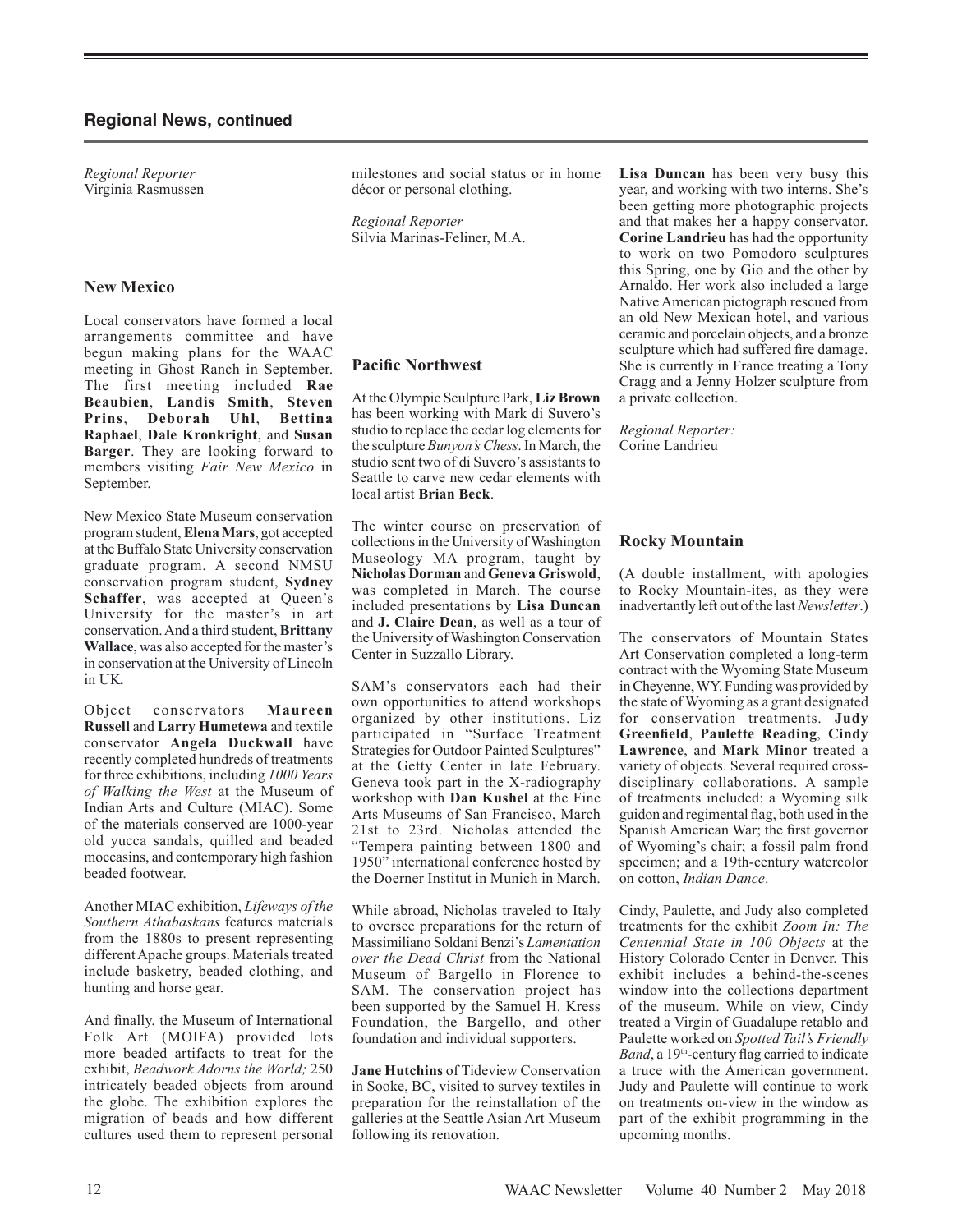## Regional News, continued

*Regional Reporter*
Virginia Rasmussen

### New Mexico

Local conservators have formed a local arrangements committee and have begun making plans for the WAAC meeting in Ghost Ranch in September. The first meeting included **Rae Beaubien**, **Landis Smith**, **Steven Prins**, **Deborah Uhl**, **Bettina Raphael**, **Dale Kronkright**, and **Susan Barger**. They are looking forward to members visiting *Fair New Mexico* in September.

New Mexico State Museum conservation program student, **Elena Mars**, got accepted at the Buffalo State University conservation graduate program. A second NMSU conservation program student, **Sydney Schaffer**, was accepted at Queen's University for the master's in art conservation. And a third student, **Brittany Wallace**, was also accepted for the master's in conservation at the University of Lincoln in UK**.**

Object conservators **Maureen Russell** and **Larry Humetewa** and textile conservator **Angela Duckwall** have recently completed hundreds of treatments for three exhibitions, including *1000 Years of Walking the West* at the Museum of Indian Arts and Culture (MIAC). Some of the materials conserved are 1000-year old yucca sandals, quilled and beaded moccasins, and contemporary high fashion beaded footwear.

Another MIAC exhibition, *Lifeways of the Southern Athabaskans* features materials from the 1880s to present representing different Apache groups. Materials treated include basketry, beaded clothing, and hunting and horse gear.

And finally, the Museum of International Folk Art (MOIFA) provided lots more beaded artifacts to treat for the exhibit, *Beadwork Adorns the World;* 250 intricately beaded objects from around the globe. The exhibition explores the migration of beads and how different cultures used them to represent personal milestones and social status or in home décor or personal clothing.

*Regional Reporter*
Silvia Marinas-Feliner, M.A.

### Pacific Northwest

At the Olympic Sculpture Park, **Liz Brown** has been working with Mark di Suvero's studio to replace the cedar log elements for the sculpture *Bunyon's Chess*. In March, the studio sent two of di Suvero's assistants to Seattle to carve new cedar elements with local artist **Brian Beck**.

The winter course on preservation of collections in the University of Washington Museology MA program, taught by **Nicholas Dorman** and **Geneva Griswold**, was completed in March. The course included presentations by **Lisa Duncan** and **J. Claire Dean**, as well as a tour of the University of Washington Conservation Center in Suzzallo Library.

SAM's conservators each had their own opportunities to attend workshops organized by other institutions. Liz participated in "Surface Treatment Strategies for Outdoor Painted Sculptures" at the Getty Center in late February. Geneva took part in the X-radiography workshop with **Dan Kushel** at the Fine Arts Museums of San Francisco, March 21st to 23rd. Nicholas attended the "Tempera painting between 1800 and 1950" international conference hosted by the Doerner Institut in Munich in March.

While abroad, Nicholas traveled to Italy to oversee preparations for the return of Massimiliano Soldani Benzi's *Lamentation over the Dead Christ* from the National Museum of Bargello in Florence to SAM. The conservation project has been supported by the Samuel H. Kress Foundation, the Bargello, and other foundation and individual supporters.

**Jane Hutchins** of Tideview Conservation in Sooke, BC, visited to survey textiles in preparation for the reinstallation of the galleries at the Seattle Asian Art Museum following its renovation.

**Lisa Duncan** has been very busy this year, and working with two interns. She's been getting more photographic projects and that makes her a happy conservator. **Corine Landrieu** has had the opportunity to work on two Pomodoro sculptures this Spring, one by Gio and the other by Arnaldo. Her work also included a large Native American pictograph rescued from an old New Mexican hotel, and various ceramic and porcelain objects, and a bronze sculpture which had suffered fire damage. She is currently in France treating a Tony Cragg and a Jenny Holzer sculpture from a private collection.

*Regional Reporter:*
Corine Landrieu

### Rocky Mountain

(A double installment, with apologies to Rocky Mountain-ites, as they were inadvertantly left out of the last *Newsletter*.)

The conservators of Mountain States Art Conservation completed a long-term contract with the Wyoming State Museum in Cheyenne, WY. Funding was provided by the state of Wyoming as a grant designated for conservation treatments. **Judy Greenfield**, **Paulette Reading**, **Cindy Lawrence**, and **Mark Minor** treated a variety of objects. Several required cross-disciplinary collaborations. A sample of treatments included: a Wyoming silk guidon and regimental flag, both used in the Spanish American War; the first governor of Wyoming's chair; a fossil palm frond specimen; and a 19th-century watercolor on cotton, *Indian Dance*.

Cindy, Paulette, and Judy also completed treatments for the exhibit *Zoom In: The Centennial State in 100 Objects* at the History Colorado Center in Denver. This exhibit includes a behind-the-scenes window into the collections department of the museum. While on view, Cindy treated a Virgin of Guadalupe retablo and Paulette worked on *Spotted Tail's Friendly Band*, a 19th-century flag carried to indicate a truce with the American government. Judy and Paulette will continue to work on treatments on-view in the window as part of the exhibit programming in the upcoming months.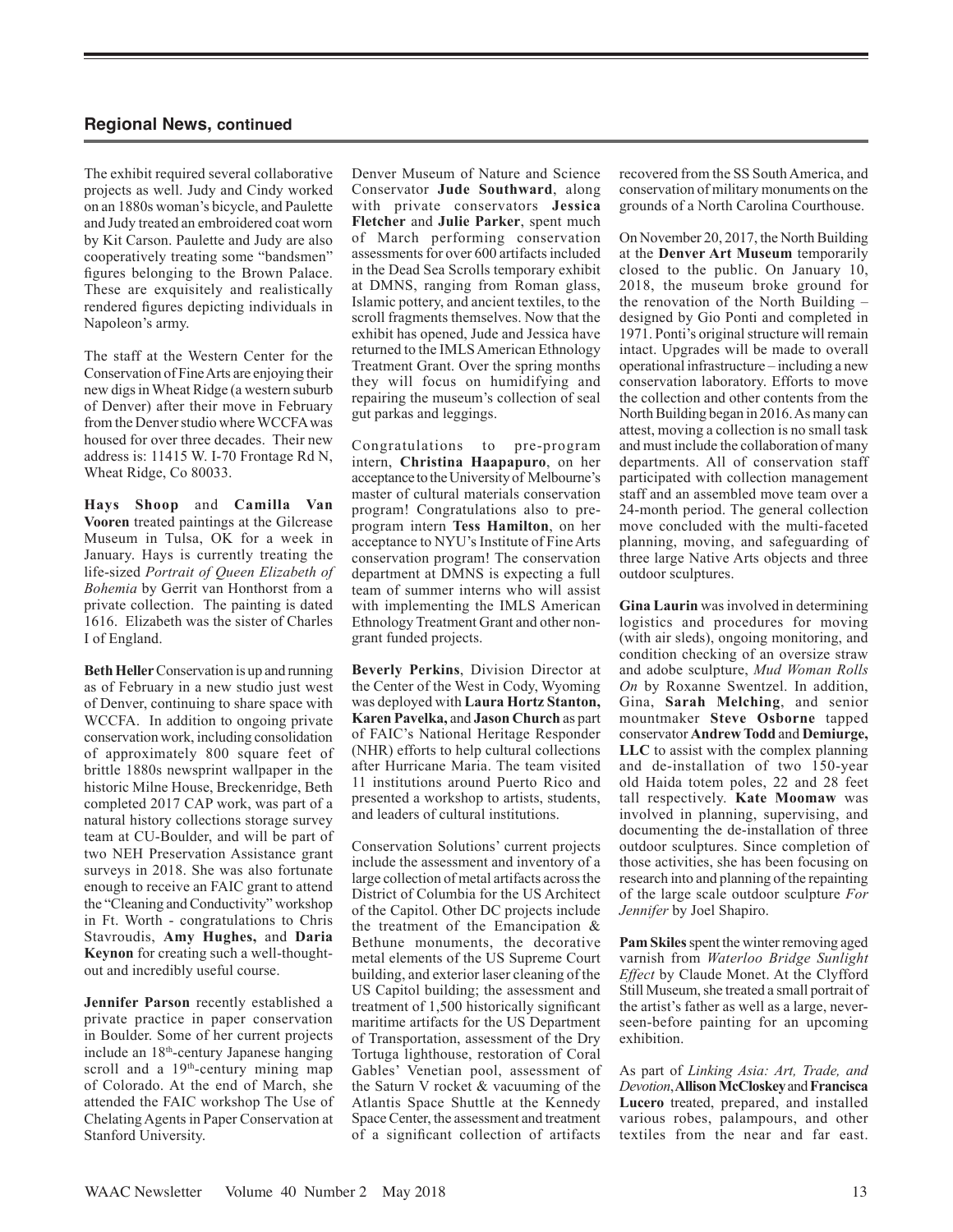## Regional News, continued

The exhibit required several collaborative projects as well. Judy and Cindy worked on an 1880s woman's bicycle, and Paulette and Judy treated an embroidered coat worn by Kit Carson. Paulette and Judy are also cooperatively treating some "bandsmen" figures belonging to the Brown Palace. These are exquisitely and realistically rendered figures depicting individuals in Napoleon's army.

The staff at the Western Center for the Conservation of Fine Arts are enjoying their new digs in Wheat Ridge (a western suburb of Denver) after their move in February from the Denver studio where WCCFA was housed for over three decades. Their new address is: 11415 W. I-70 Frontage Rd N, Wheat Ridge, Co 80033.

**Hays Shoop** and **Camilla Van Vooren** treated paintings at the Gilcrease Museum in Tulsa, OK for a week in January. Hays is currently treating the life-sized *Portrait of Queen Elizabeth of Bohemia* by Gerrit van Honthorst from a private collection. The painting is dated 1616. Elizabeth was the sister of Charles I of England.

**Beth Heller** Conservation is up and running as of February in a new studio just west of Denver, continuing to share space with WCCFA. In addition to ongoing private conservation work, including consolidation of approximately 800 square feet of brittle 1880s newsprint wallpaper in the historic Milne House, Breckenridge, Beth completed 2017 CAP work, was part of a natural history collections storage survey team at CU-Boulder, and will be part of two NEH Preservation Assistance grant surveys in 2018. She was also fortunate enough to receive an FAIC grant to attend the "Cleaning and Conductivity" workshop in Ft. Worth - congratulations to Chris Stavroudis, **Amy Hughes,** and **Daria Keynon** for creating such a well-thought-out and incredibly useful course.

**Jennifer Parson** recently established a private practice in paper conservation in Boulder. Some of her current projects include an 18th-century Japanese hanging scroll and a 19th-century mining map of Colorado. At the end of March, she attended the FAIC workshop The Use of Chelating Agents in Paper Conservation at Stanford University.

Denver Museum of Nature and Science Conservator **Jude Southward**, along with private conservators **Jessica Fletcher** and **Julie Parker**, spent much of March performing conservation assessments for over 600 artifacts included in the Dead Sea Scrolls temporary exhibit at DMNS, ranging from Roman glass, Islamic pottery, and ancient textiles, to the scroll fragments themselves. Now that the exhibit has opened, Jude and Jessica have returned to the IMLS American Ethnology Treatment Grant. Over the spring months they will focus on humidifying and repairing the museum's collection of seal gut parkas and leggings.

Congratulations to pre-program intern, **Christina Haapapuro**, on her acceptance to the University of Melbourne's master of cultural materials conservation program! Congratulations also to pre-program intern **Tess Hamilton**, on her acceptance to NYU's Institute of Fine Arts conservation program! The conservation department at DMNS is expecting a full team of summer interns who will assist with implementing the IMLS American Ethnology Treatment Grant and other non-grant funded projects.

**Beverly Perkins**, Division Director at the Center of the West in Cody, Wyoming was deployed with **Laura Hortz Stanton, Karen Pavelka,** and **Jason Church** as part of FAIC's National Heritage Responder (NHR) efforts to help cultural collections after Hurricane Maria. The team visited 11 institutions around Puerto Rico and presented a workshop to artists, students, and leaders of cultural institutions.

Conservation Solutions' current projects include the assessment and inventory of a large collection of metal artifacts across the District of Columbia for the US Architect of the Capitol. Other DC projects include the treatment of the Emancipation & Bethune monuments, the decorative metal elements of the US Supreme Court building, and exterior laser cleaning of the US Capitol building; the assessment and treatment of 1,500 historically significant maritime artifacts for the US Department of Transportation, assessment of the Dry Tortuga lighthouse, restoration of Coral Gables' Venetian pool, assessment of the Saturn V rocket & vacuuming of the Atlantis Space Shuttle at the Kennedy Space Center, the assessment and treatment of a significant collection of artifacts recovered from the SS South America, and conservation of military monuments on the grounds of a North Carolina Courthouse.

On November 20, 2017, the North Building at the **Denver Art Museum** temporarily closed to the public. On January 10, 2018, the museum broke ground for the renovation of the North Building – designed by Gio Ponti and completed in 1971. Ponti's original structure will remain intact. Upgrades will be made to overall operational infrastructure – including a new conservation laboratory. Efforts to move the collection and other contents from the North Building began in 2016. As many can attest, moving a collection is no small task and must include the collaboration of many departments. All of conservation staff participated with collection management staff and an assembled move team over a 24-month period. The general collection move concluded with the multi-faceted planning, moving, and safeguarding of three large Native Arts objects and three outdoor sculptures.

**Gina Laurin** was involved in determining logistics and procedures for moving (with air sleds), ongoing monitoring, and condition checking of an oversize straw and adobe sculpture, *Mud Woman Rolls On* by Roxanne Swentzel. In addition, Gina, **Sarah Melching**, and senior mountmaker **Steve Osborne** tapped conservator **Andrew Todd** and **Demiurge, LLC** to assist with the complex planning and de-installation of two 150-year old Haida totem poles, 22 and 28 feet tall respectively. **Kate Moomaw** was involved in planning, supervising, and documenting the de-installation of three outdoor sculptures. Since completion of those activities, she has been focusing on research into and planning of the repainting of the large scale outdoor sculpture *For Jennifer* by Joel Shapiro.

**Pam Skiles** spent the winter removing aged varnish from *Waterloo Bridge Sunlight Effect* by Claude Monet. At the Clyfford Still Museum, she treated a small portrait of the artist's father as well as a large, never-seen-before painting for an upcoming exhibition.

As part of *Linking Asia: Art, Trade, and Devotion*, **Allison McCloskey** and **Francisca Lucero** treated, prepared, and installed various robes, palampours, and other textiles from the near and far east.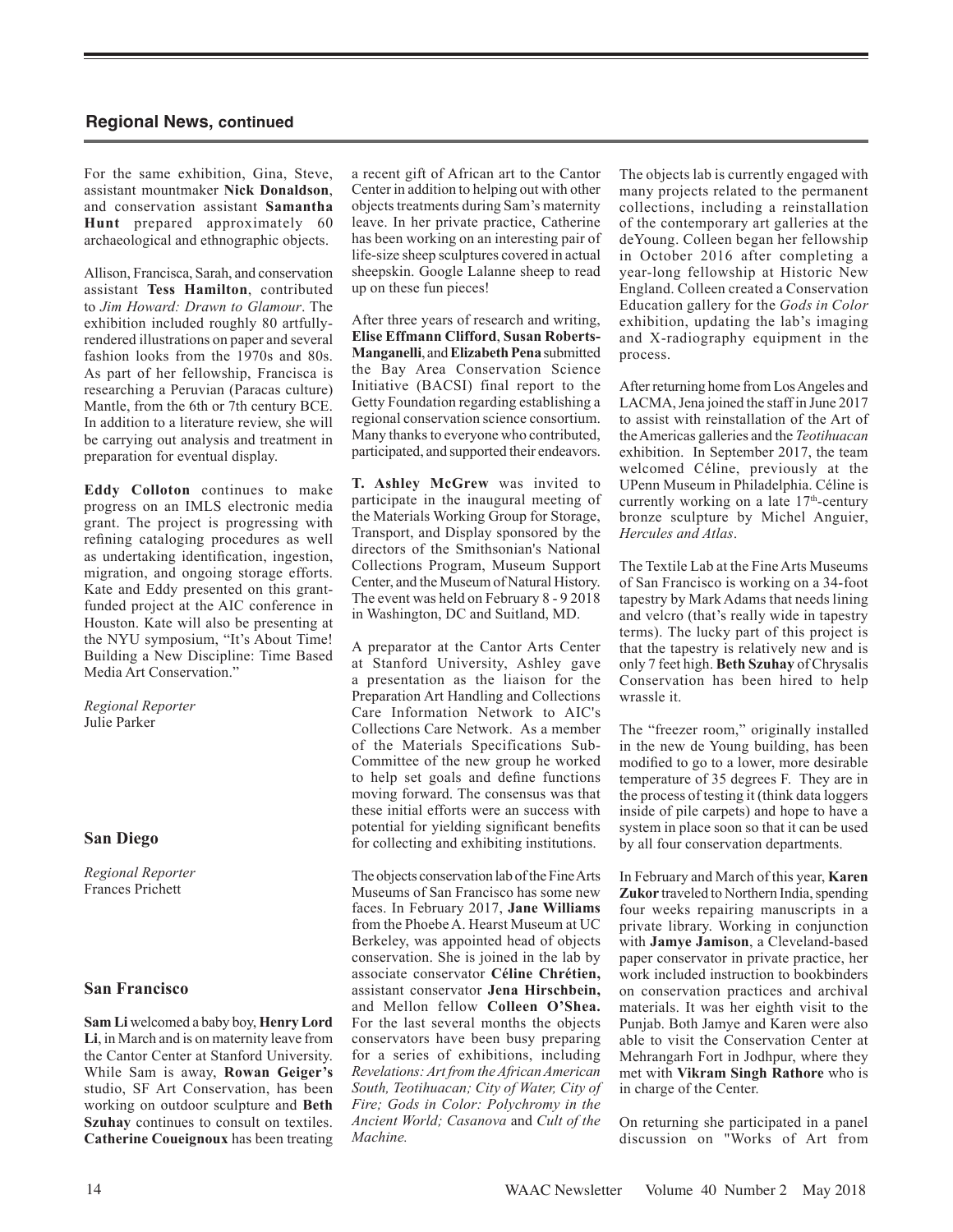## Regional News, continued

For the same exhibition, Gina, Steve, assistant mountmaker **Nick Donaldson**, and conservation assistant **Samantha Hunt** prepared approximately 60 archaeological and ethnographic objects.

Allison, Francisca, Sarah, and conservation assistant **Tess Hamilton**, contributed to *Jim Howard: Drawn to Glamour*. The exhibition included roughly 80 artfully-rendered illustrations on paper and several fashion looks from the 1970s and 80s. As part of her fellowship, Francisca is researching a Peruvian (Paracas culture) Mantle, from the 6th or 7th century BCE. In addition to a literature review, she will be carrying out analysis and treatment in preparation for eventual display.

**Eddy Colloton** continues to make progress on an IMLS electronic media grant. The project is progressing with refining cataloging procedures as well as undertaking identification, ingestion, migration, and ongoing storage efforts. Kate and Eddy presented on this grant-funded project at the AIC conference in Houston. Kate will also be presenting at the NYU symposium, "It's About Time! Building a New Discipline: Time Based Media Art Conservation."

*Regional Reporter*
Julie Parker

### San Diego

*Regional Reporter*
Frances Prichett

### San Francisco

**Sam Li** welcomed a baby boy, **Henry Lord Li**, in March and is on maternity leave from the Cantor Center at Stanford University. While Sam is away, **Rowan Geiger's** studio, SF Art Conservation, has been working on outdoor sculpture and **Beth Szuhay** continues to consult on textiles. **Catherine Coueignoux** has been treating a recent gift of African art to the Cantor Center in addition to helping out with other objects treatments during Sam's maternity leave. In her private practice, Catherine has been working on an interesting pair of life-size sheep sculptures covered in actual sheepskin. Google Lalanne sheep to read up on these fun pieces!

After three years of research and writing, **Elise Effmann Clifford**, **Susan Roberts-Manganelli**, and **Elizabeth Pena** submitted the Bay Area Conservation Science Initiative (BACSI) final report to the Getty Foundation regarding establishing a regional conservation science consortium. Many thanks to everyone who contributed, participated, and supported their endeavors.

**T. Ashley McGrew** was invited to participate in the inaugural meeting of the Materials Working Group for Storage, Transport, and Display sponsored by the directors of the Smithsonian's National Collections Program, Museum Support Center, and the Museum of Natural History. The event was held on February 8 - 9 2018 in Washington, DC and Suitland, MD.

A preparator at the Cantor Arts Center at Stanford University, Ashley gave a presentation as the liaison for the Preparation Art Handling and Collections Care Information Network to AIC's Collections Care Network. As a member of the Materials Specifications Sub-Committee of the new group he worked to help set goals and define functions moving forward. The consensus was that these initial efforts were an success with potential for yielding significant benefits for collecting and exhibiting institutions.

The objects conservation lab of the Fine Arts Museums of San Francisco has some new faces. In February 2017, **Jane Williams** from the Phoebe A. Hearst Museum at UC Berkeley, was appointed head of objects conservation. She is joined in the lab by associate conservator **Céline Chrétien,** assistant conservator **Jena Hirschbein,** and Mellon fellow **Colleen O'Shea.** For the last several months the objects conservators have been busy preparing for a series of exhibitions, including *Revelations: Art from the African American South, Teotihuacan; City of Water, City of Fire; Gods in Color: Polychromy in the Ancient World; Casanova* and *Cult of the Machine.*

The objects lab is currently engaged with many projects related to the permanent collections, including a reinstallation of the contemporary art galleries at the deYoung. Colleen began her fellowship in October 2016 after completing a year-long fellowship at Historic New England. Colleen created a Conservation Education gallery for the *Gods in Color* exhibition, updating the lab's imaging and X-radiography equipment in the process.

After returning home from Los Angeles and LACMA, Jena joined the staff in June 2017 to assist with reinstallation of the Art of the Americas galleries and the *Teotihuacan* exhibition. In September 2017, the team welcomed Céline, previously at the UPenn Museum in Philadelphia. Céline is currently working on a late 17th-century bronze sculpture by Michel Anguier, *Hercules and Atlas*.

The Textile Lab at the Fine Arts Museums of San Francisco is working on a 34-foot tapestry by Mark Adams that needs lining and velcro (that's really wide in tapestry terms). The lucky part of this project is that the tapestry is relatively new and is only 7 feet high. **Beth Szuhay** of Chrysalis Conservation has been hired to help wrassle it.

The "freezer room," originally installed in the new de Young building, has been modified to go to a lower, more desirable temperature of 35 degrees F. They are in the process of testing it (think data loggers inside of pile carpets) and hope to have a system in place soon so that it can be used by all four conservation departments.

In February and March of this year, **Karen Zukor** traveled to Northern India, spending four weeks repairing manuscripts in a private library. Working in conjunction with **Jamye Jamison**, a Cleveland-based paper conservator in private practice, her work included instruction to bookbinders on conservation practices and archival materials. It was her eighth visit to the Punjab. Both Jamye and Karen were also able to visit the Conservation Center at Mehrangarh Fort in Jodhpur, where they met with **Vikram Singh Rathore** who is in charge of the Center.

On returning she participated in a panel discussion on "Works of Art from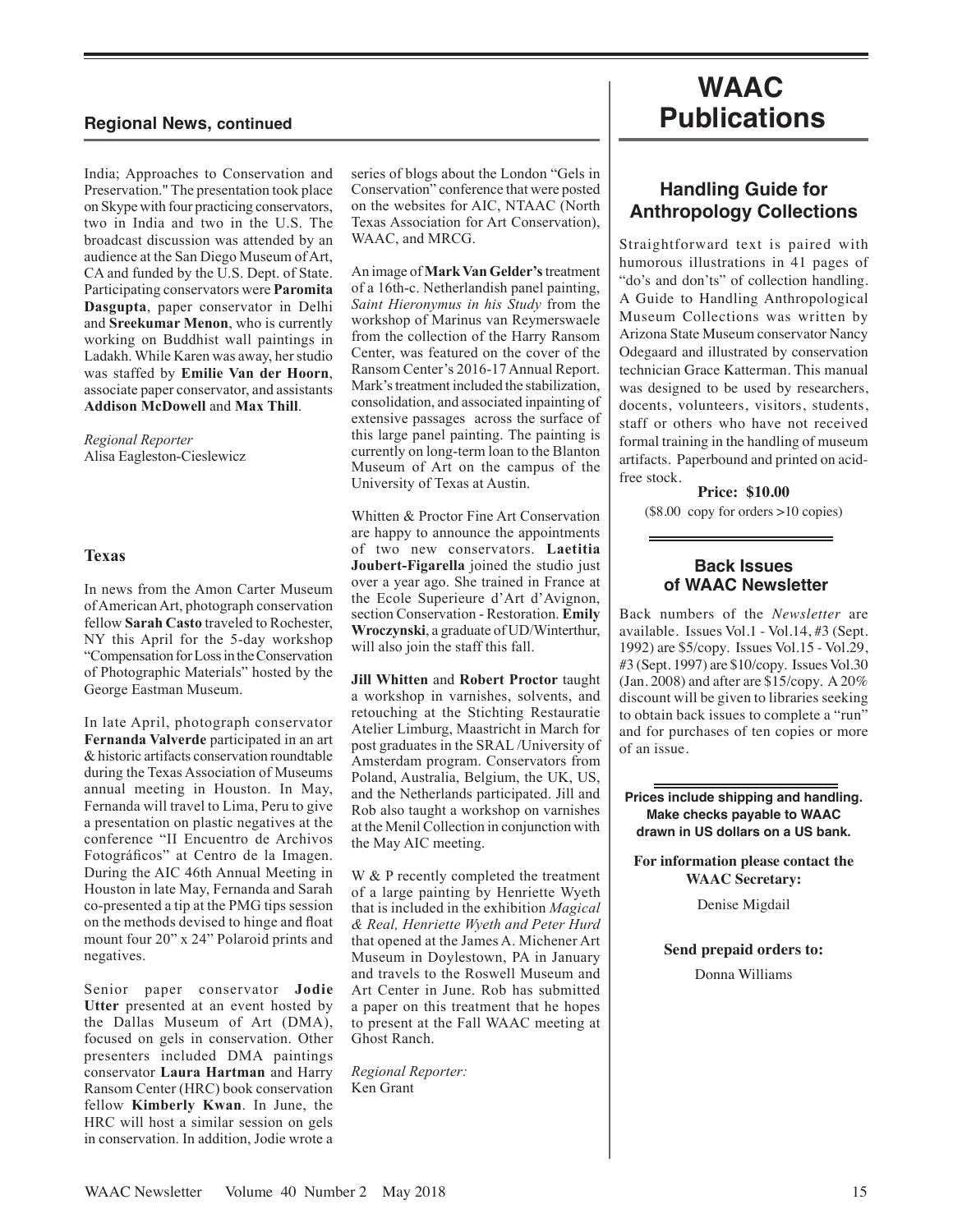## Regional News, continued

India; Approaches to Conservation and Preservation." The presentation took place on Skype with four practicing conservators, two in India and two in the U.S. The broadcast discussion was attended by an audience at the San Diego Museum of Art, CA and funded by the U.S. Dept. of State. Participating conservators were **Paromita Dasgupta**, paper conservator in Delhi and **Sreekumar Menon**, who is currently working on Buddhist wall paintings in Ladakh. While Karen was away, her studio was staffed by **Emilie Van der Hoorn**, associate paper conservator, and assistants **Addison McDowell** and **Max Thill**.

*Regional Reporter*
Alisa Eagleston-Cieslewicz

### Texas

In news from the Amon Carter Museum of American Art, photograph conservation fellow **Sarah Casto** traveled to Rochester, NY this April for the 5-day workshop "Compensation for Loss in the Conservation of Photographic Materials" hosted by the George Eastman Museum.

In late April, photograph conservator **Fernanda Valverde** participated in an art & historic artifacts conservation roundtable during the Texas Association of Museums annual meeting in Houston. In May, Fernanda will travel to Lima, Peru to give a presentation on plastic negatives at the conference "II Encuentro de Archivos Fotográficos" at Centro de la Imagen. During the AIC 46th Annual Meeting in Houston in late May, Fernanda and Sarah co-presented a tip at the PMG tips session on the methods devised to hinge and float mount four 20" x 24" Polaroid prints and negatives.

Senior paper conservator **Jodie Utter** presented at an event hosted by the Dallas Museum of Art (DMA), focused on gels in conservation. Other presenters included DMA paintings conservator **Laura Hartman** and Harry Ransom Center (HRC) book conservation fellow **Kimberly Kwan**. In June, the HRC will host a similar session on gels in conservation. In addition, Jodie wrote a series of blogs about the London "Gels in Conservation" conference that were posted on the websites for AIC, NTAAC (North Texas Association for Art Conservation), WAAC, and MRCG.

An image of **Mark Van Gelder's** treatment of a 16th-c. Netherlandish panel painting, *Saint Hieronymus in his Study* from the workshop of Marinus van Reymerswaele from the collection of the Harry Ransom Center, was featured on the cover of the Ransom Center's 2016-17 Annual Report. Mark's treatment included the stabilization, consolidation, and associated inpainting of extensive passages across the surface of this large panel painting. The painting is currently on long-term loan to the Blanton Museum of Art on the campus of the University of Texas at Austin.

Whitten & Proctor Fine Art Conservation are happy to announce the appointments of two new conservators. **Laetitia Joubert-Figarella** joined the studio just over a year ago. She trained in France at the Ecole Superieure d'Art d'Avignon, section Conservation - Restoration. **Emily Wroczynski**, a graduate of UD/Winterthur, will also join the staff this fall.

**Jill Whitten** and **Robert Proctor** taught a workshop in varnishes, solvents, and retouching at the Stichting Restauratie Atelier Limburg, Maastricht in March for post graduates in the SRAL /University of Amsterdam program. Conservators from Poland, Australia, Belgium, the UK, US, and the Netherlands participated. Jill and Rob also taught a workshop on varnishes at the Menil Collection in conjunction with the May AIC meeting.

W & P recently completed the treatment of a large painting by Henriette Wyeth that is included in the exhibition *Magical & Real, Henriette Wyeth and Peter Hurd* that opened at the James A. Michener Art Museum in Doylestown, PA in January and travels to the Roswell Museum and Art Center in June. Rob has submitted a paper on this treatment that he hopes to present at the Fall WAAC meeting at Ghost Ranch.

*Regional Reporter:*
Ken Grant

# WAAC Publications

### Handling Guide for Anthropology Collections

Straightforward text is paired with humorous illustrations in 41 pages of "do's and don'ts" of collection handling. A Guide to Handling Anthropological Museum Collections was written by Arizona State Museum conservator Nancy Odegaard and illustrated by conservation technician Grace Katterman. This manual was designed to be used by researchers, docents, volunteers, visitors, students, staff or others who have not received formal training in the handling of museum artifacts. Paperbound and printed on acid-free stock.

**Price: $10.00**
($8.00 copy for orders >10 copies)

### Back Issues of WAAC Newsletter

Back numbers of the *Newsletter* are available. Issues Vol.1 - Vol.14, #3 (Sept. 1992) are $5/copy. Issues Vol.15 - Vol.29, #3 (Sept. 1997) are $10/copy. Issues Vol.30 (Jan. 2008) and after are $15/copy. A 20% discount will be given to libraries seeking to obtain back issues to complete a "run" and for purchases of ten copies or more of an issue.

**Prices include shipping and handling. Make checks payable to WAAC drawn in US dollars on a US bank.**

**For information please contact the WAAC Secretary:**

Denise Migdail

**Send prepaid orders to:**

Donna Williams